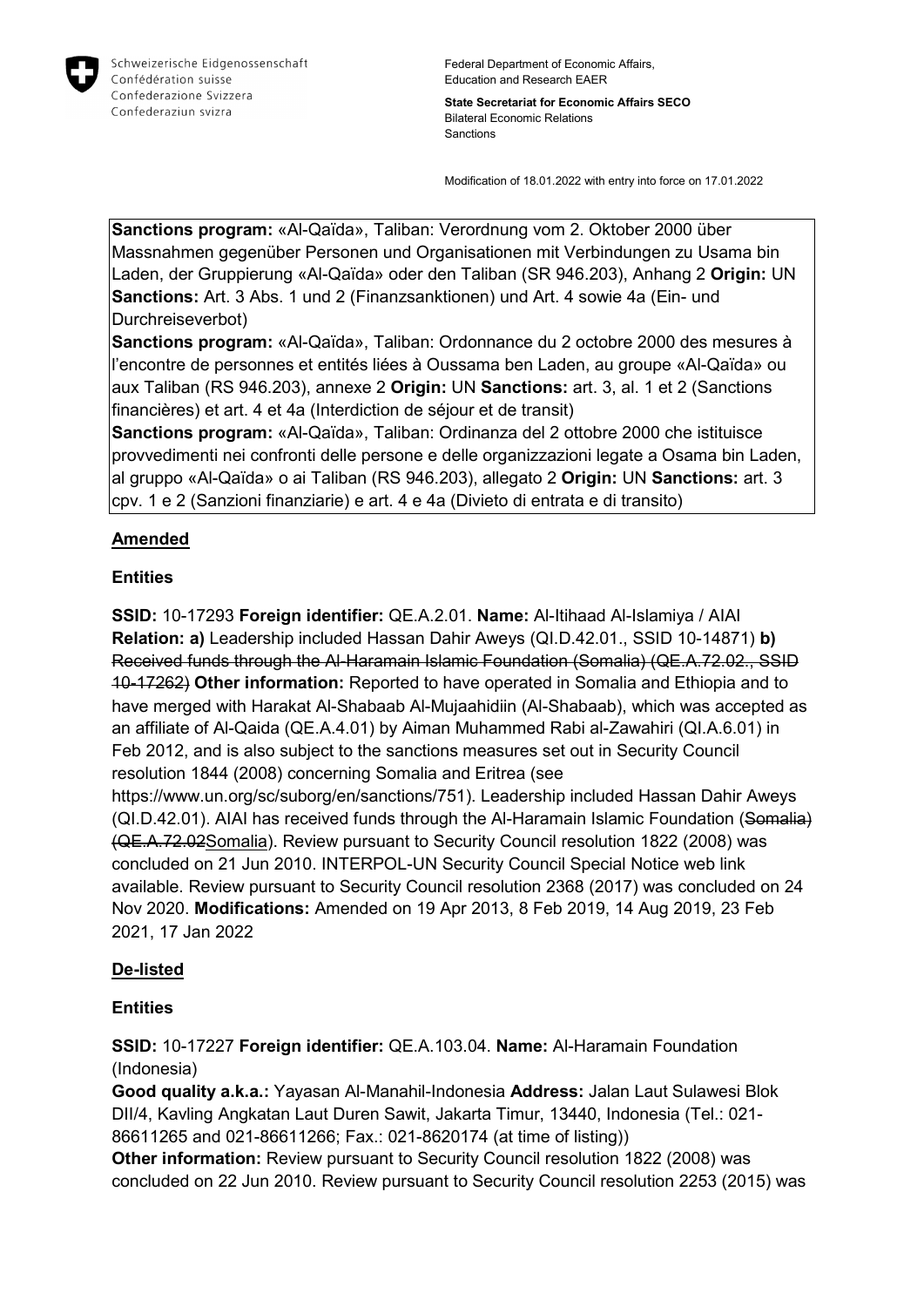Schweizerische Eidgenossenschaft
Confédération suisse
Confederazione Svizzera
Confederaziun svizra

Federal Department of Economic Affairs, Education and Research EAER

**State Secretariat for Economic Affairs SECO**
Bilateral Economic Relations
Sanctions

Modification of 18.01.2022 with entry into force on 17.01.2022

**Sanctions program:** «Al-Qaïda», Taliban: Verordnung vom 2. Oktober 2000 über Massnahmen gegenüber Personen und Organisationen mit Verbindungen zu Usama bin Laden, der Gruppierung «Al-Qaïda» oder den Taliban (SR 946.203), Anhang 2 **Origin:** UN **Sanctions:** Art. 3 Abs. 1 und 2 (Finanzsanktionen) und Art. 4 sowie 4a (Ein- und Durchreiseverbot)
**Sanctions program:** «Al-Qaïda», Taliban: Ordonnance du 2 octobre 2000 des mesures à l'encontre de personnes et entités liées à Oussama ben Laden, au groupe «Al-Qaïda» ou aux Taliban (RS 946.203), annexe 2 **Origin:** UN **Sanctions:** art. 3, al. 1 et 2 (Sanctions financières) et art. 4 et 4a (Interdiction de séjour et de transit)
**Sanctions program:** «Al-Qaïda», Taliban: Ordinanza del 2 ottobre 2000 che istituisce provvedimenti nei confronti delle persone e delle organizzazioni legate a Osama bin Laden, al gruppo «Al-Qaïda» o ai Taliban (RS 946.203), allegato 2 **Origin:** UN **Sanctions:** art. 3 cpv. 1 e 2 (Sanzioni finanziarie) e art. 4 e 4a (Divieto di entrata e di transito)

## Amended

### Entities

**SSID:** 10-17293 **Foreign identifier:** QE.A.2.01. **Name:** Al-Itihaad Al-Islamiya / AIAI **Relation: a)** Leadership included Hassan Dahir Aweys (QI.D.42.01., SSID 10-14871) **b)** ~~Received funds through the Al-Haramain Islamic Foundation (Somalia) (QE.A.72.02., SSID 10-17262)~~ **Other information:** Reported to have operated in Somalia and Ethiopia and to have merged with Harakat Al-Shabaab Al-Mujaahidiin (Al-Shabaab), which was accepted as an affiliate of Al-Qaida (QE.A.4.01) by Aiman Muhammed Rabi al-Zawahiri (QI.A.6.01) in Feb 2012, and is also subject to the sanctions measures set out in Security Council resolution 1844 (2008) concerning Somalia and Eritrea (see https://www.un.org/sc/suborg/en/sanctions/751). Leadership included Hassan Dahir Aweys (QI.D.42.01). AIAI has received funds through the Al-Haramain Islamic Foundation (~~Somalia) (QE.A.72.02~~Somalia). Review pursuant to Security Council resolution 1822 (2008) was concluded on 21 Jun 2010. INTERPOL-UN Security Council Special Notice web link available. Review pursuant to Security Council resolution 2368 (2017) was concluded on 24 Nov 2020. **Modifications:** Amended on 19 Apr 2013, 8 Feb 2019, 14 Aug 2019, 23 Feb 2021, 17 Jan 2022

## De-listed

### Entities

**SSID:** 10-17227 **Foreign identifier:** QE.A.103.04. **Name:** Al-Haramain Foundation (Indonesia)
**Good quality a.k.a.:** Yayasan Al-Manahil-Indonesia **Address:** Jalan Laut Sulawesi Blok DII/4, Kavling Angkatan Laut Duren Sawit, Jakarta Timur, 13440, Indonesia (Tel.: 021-86611265 and 021-86611266; Fax.: 021-8620174 (at time of listing))
**Other information:** Review pursuant to Security Council resolution 1822 (2008) was concluded on 22 Jun 2010. Review pursuant to Security Council resolution 2253 (2015) was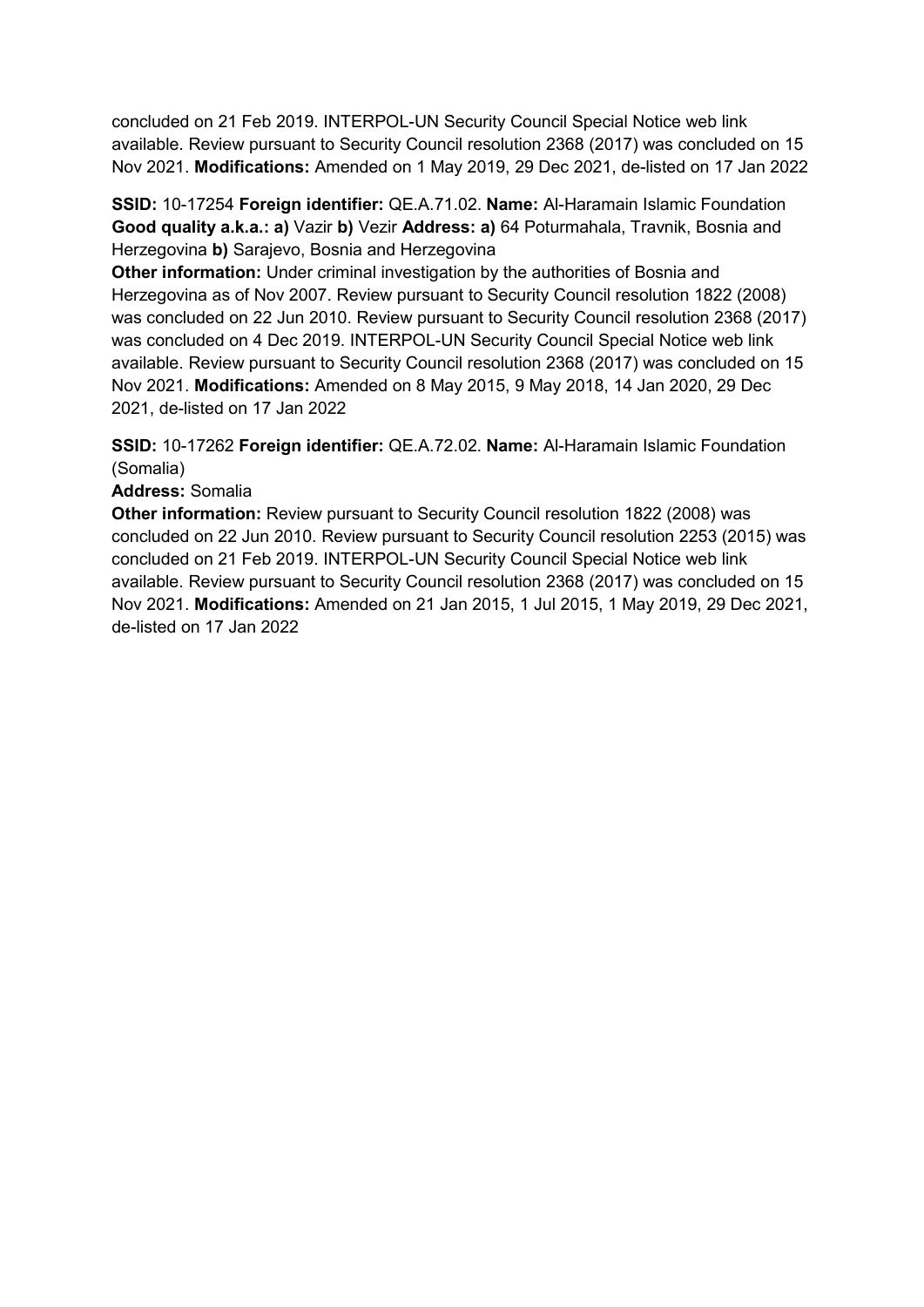concluded on 21 Feb 2019. INTERPOL-UN Security Council Special Notice web link available. Review pursuant to Security Council resolution 2368 (2017) was concluded on 15 Nov 2021. **Modifications:** Amended on 1 May 2019, 29 Dec 2021, de-listed on 17 Jan 2022

**SSID:** 10-17254 **Foreign identifier:** QE.A.71.02. **Name:** Al-Haramain Islamic Foundation **Good quality a.k.a.: a)** Vazir **b)** Vezir **Address: a)** 64 Poturmahala, Travnik, Bosnia and Herzegovina **b)** Sarajevo, Bosnia and Herzegovina
**Other information:** Under criminal investigation by the authorities of Bosnia and Herzegovina as of Nov 2007. Review pursuant to Security Council resolution 1822 (2008) was concluded on 22 Jun 2010. Review pursuant to Security Council resolution 2368 (2017) was concluded on 4 Dec 2019. INTERPOL-UN Security Council Special Notice web link available. Review pursuant to Security Council resolution 2368 (2017) was concluded on 15 Nov 2021. **Modifications:** Amended on 8 May 2015, 9 May 2018, 14 Jan 2020, 29 Dec 2021, de-listed on 17 Jan 2022

**SSID:** 10-17262 **Foreign identifier:** QE.A.72.02. **Name:** Al-Haramain Islamic Foundation (Somalia)
**Address:** Somalia
**Other information:** Review pursuant to Security Council resolution 1822 (2008) was concluded on 22 Jun 2010. Review pursuant to Security Council resolution 2253 (2015) was concluded on 21 Feb 2019. INTERPOL-UN Security Council Special Notice web link available. Review pursuant to Security Council resolution 2368 (2017) was concluded on 15 Nov 2021. **Modifications:** Amended on 21 Jan 2015, 1 Jul 2015, 1 May 2019, 29 Dec 2021, de-listed on 17 Jan 2022